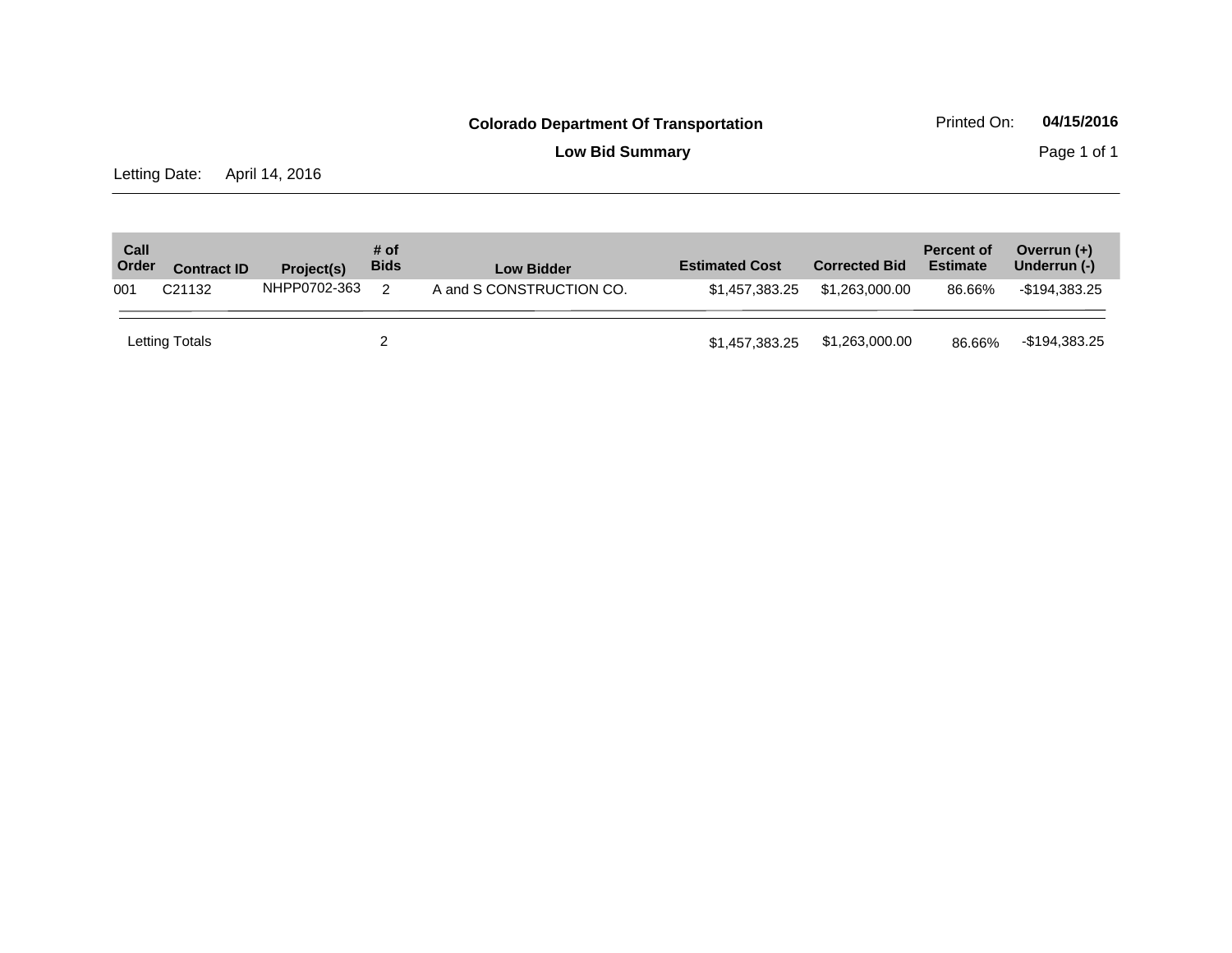**Colorado Department Of Transportation**

Printed On: **04/15/2016**

**Low Bid Summary**

Letting Date: April 14, 2016

| Call Order | Contract ID | Project(s) | # of Bids | Low Bidder | Estimated Cost | Corrected Bid | Percent of Estimate | Overrun (+) Underrun (-) |
|---|---|---|---|---|---|---|---|---|
| 001 | C21132 | NHPP0702-363 | 2 | A and S CONSTRUCTION CO. | $1,457,383.25 | $1,263,000.00 | 86.66% | -$194,383.25 |
| Letting Totals | | | 2 | | $1,457,383.25 | $1,263,000.00 | 86.66% | -$194,383.25 |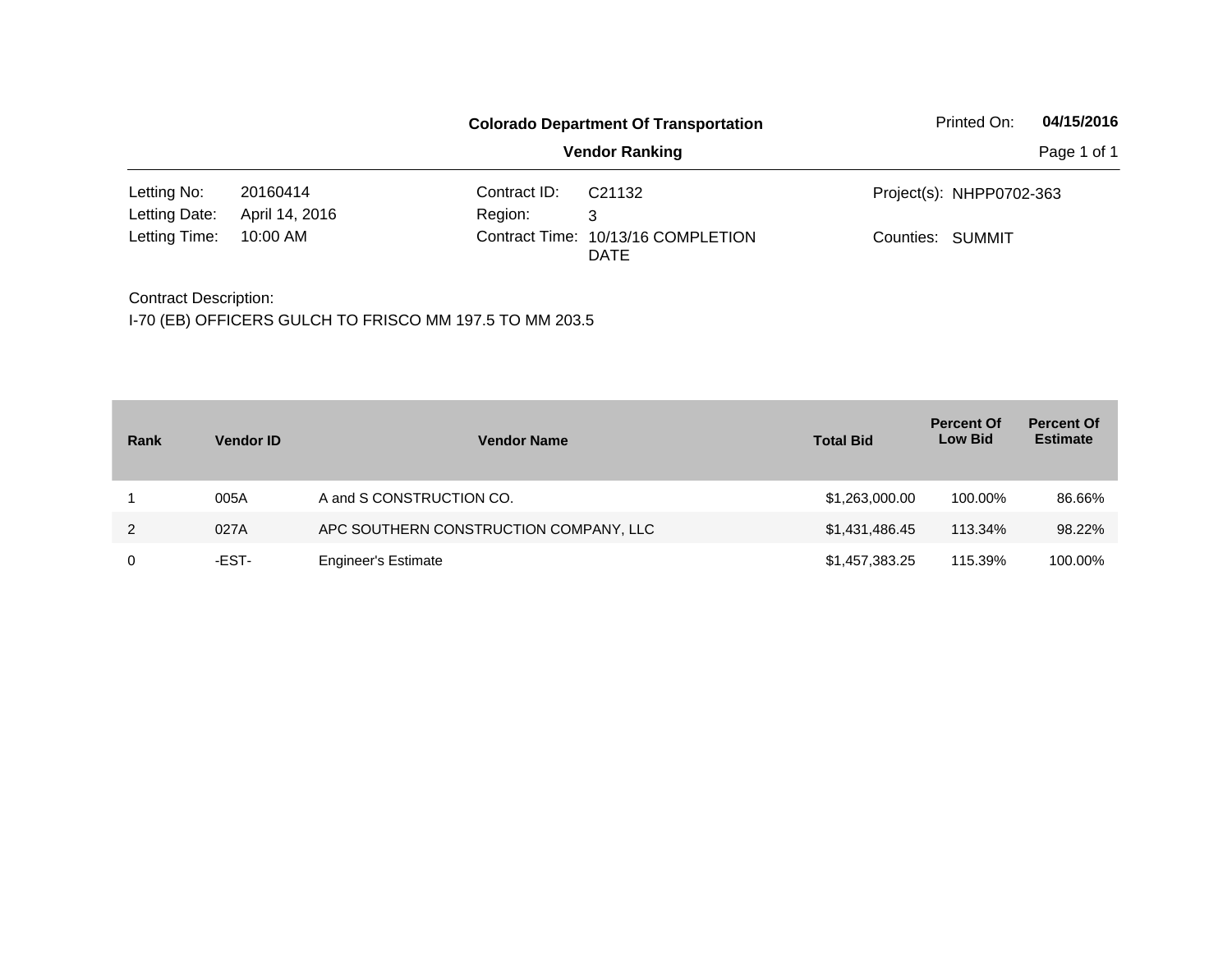**Colorado Department Of Transportation**

**Vendor Ranking**

Printed On: **04/15/2016**

| | | | | | |
|---|---|---|---|---|---|
| Letting No: | 20160414 | Contract ID: | C21132 | Project(s): | NHPP0702-363 |
| Letting Date: | April 14, 2016 | Region: | 3 | | |
| Letting Time: | 10:00 AM | Contract Time: | 10/13/16 COMPLETION DATE | Counties: | SUMMIT |

Contract Description:

I-70 (EB) OFFICERS GULCH TO FRISCO MM 197.5 TO MM 203.5

| Rank | Vendor ID | Vendor Name | Total Bid | Percent Of Low Bid | Percent Of Estimate |
|---|---|---|---|---|---|
| 1 | 005A | A and S CONSTRUCTION CO. | $1,263,000.00 | 100.00% | 86.66% |
| 2 | 027A | APC SOUTHERN CONSTRUCTION COMPANY, LLC | $1,431,486.45 | 113.34% | 98.22% |
| 0 | -EST- | Engineer's Estimate | $1,457,383.25 | 115.39% | 100.00% |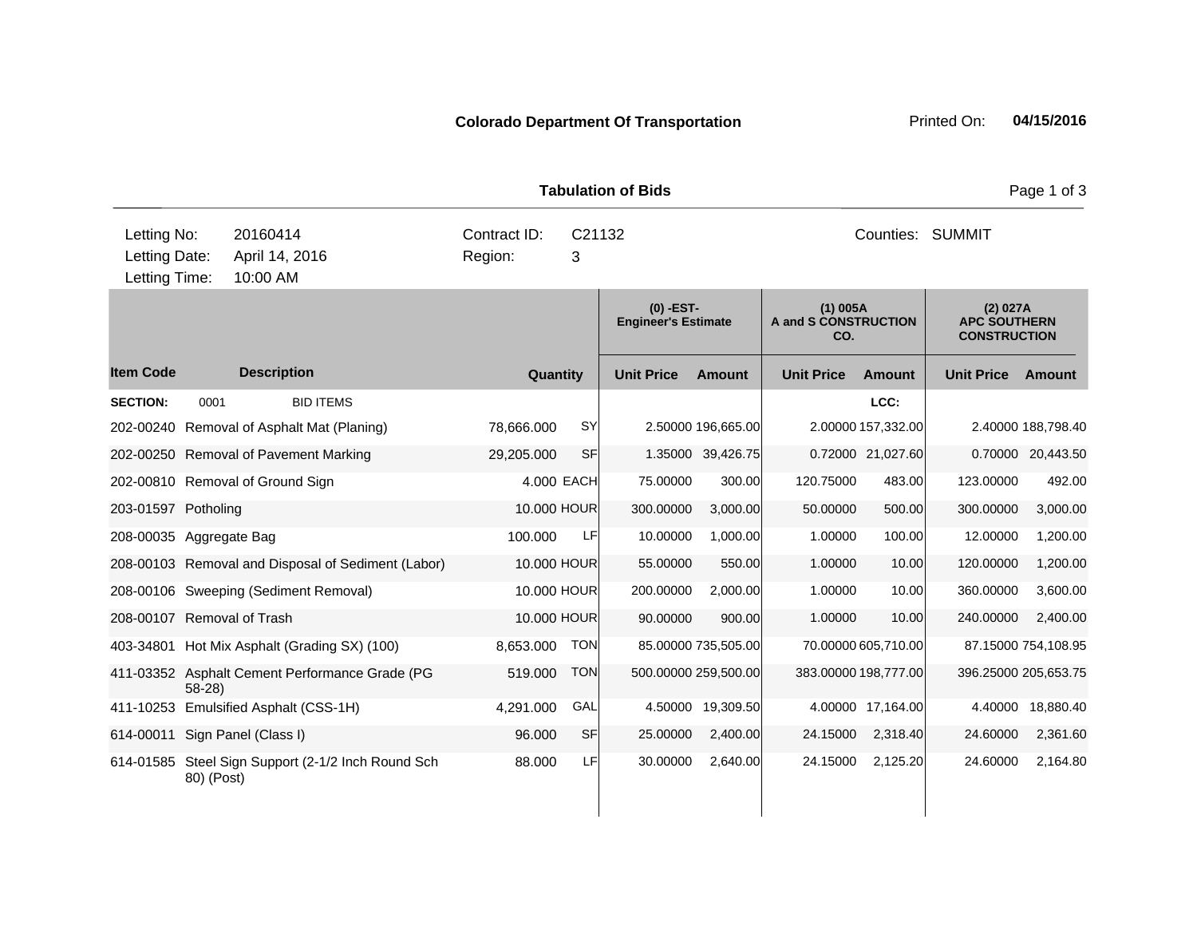**Colorado Department Of Transportation** Printed On: **04/15/2016**

**Tabulation of Bids**

| | | | | |
|---|---|---|---|---|
| Letting No: | 20160414 | Contract ID: | C21132 | Counties: SUMMIT |
| Letting Date: | April 14, 2016 | Region: | 3 | |
| Letting Time: | 10:00 AM | | | |

| | | | | (0) -EST- Engineer's Estimate | | (1) 005A A and S CONSTRUCTION CO. | | (2) 027A APC SOUTHERN CONSTRUCTION | |
|---|---|---|---|---|---|---|---|---|---|
| **Item Code** | **Description** | **Quantity** | | **Unit Price** | **Amount** | **Unit Price** | **Amount** | **Unit Price** | **Amount** |
| **SECTION:** | 0001 BID ITEMS | | | | | | LCC: | | |
| 202-00240 | Removal of Asphalt Mat (Planing) | 78,666.000 | SY | 2.50000 | 196,665.00 | 2.00000 | 157,332.00 | 2.40000 | 188,798.40 |
| 202-00250 | Removal of Pavement Marking | 29,205.000 | SF | 1.35000 | 39,426.75 | 0.72000 | 21,027.60 | 0.70000 | 20,443.50 |
| 202-00810 | Removal of Ground Sign | 4.000 | EACH | 75.00000 | 300.00 | 120.75000 | 483.00 | 123.00000 | 492.00 |
| 203-01597 | Potholing | 10.000 | HOUR | 300.00000 | 3,000.00 | 50.00000 | 500.00 | 300.00000 | 3,000.00 |
| 208-00035 | Aggregate Bag | 100.000 | LF | 10.00000 | 1,000.00 | 1.00000 | 100.00 | 12.00000 | 1,200.00 |
| 208-00103 | Removal and Disposal of Sediment (Labor) | 10.000 | HOUR | 55.00000 | 550.00 | 1.00000 | 10.00 | 120.00000 | 1,200.00 |
| 208-00106 | Sweeping (Sediment Removal) | 10.000 | HOUR | 200.00000 | 2,000.00 | 1.00000 | 10.00 | 360.00000 | 3,600.00 |
| 208-00107 | Removal of Trash | 10.000 | HOUR | 90.00000 | 900.00 | 1.00000 | 10.00 | 240.00000 | 2,400.00 |
| 403-34801 | Hot Mix Asphalt (Grading SX) (100) | 8,653.000 | TON | 85.00000 | 735,505.00 | 70.00000 | 605,710.00 | 87.15000 | 754,108.95 |
| 411-03352 | Asphalt Cement Performance Grade (PG 58-28) | 519.000 | TON | 500.00000 | 259,500.00 | 383.00000 | 198,777.00 | 396.25000 | 205,653.75 |
| 411-10253 | Emulsified Asphalt (CSS-1H) | 4,291.000 | GAL | 4.50000 | 19,309.50 | 4.00000 | 17,164.00 | 4.40000 | 18,880.40 |
| 614-00011 | Sign Panel (Class I) | 96.000 | SF | 25.00000 | 2,400.00 | 24.15000 | 2,318.40 | 24.60000 | 2,361.60 |
| 614-01585 | Steel Sign Support (2-1/2 Inch Round Sch 80) (Post) | 88.000 | LF | 30.00000 | 2,640.00 | 24.15000 | 2,125.20 | 24.60000 | 2,164.80 |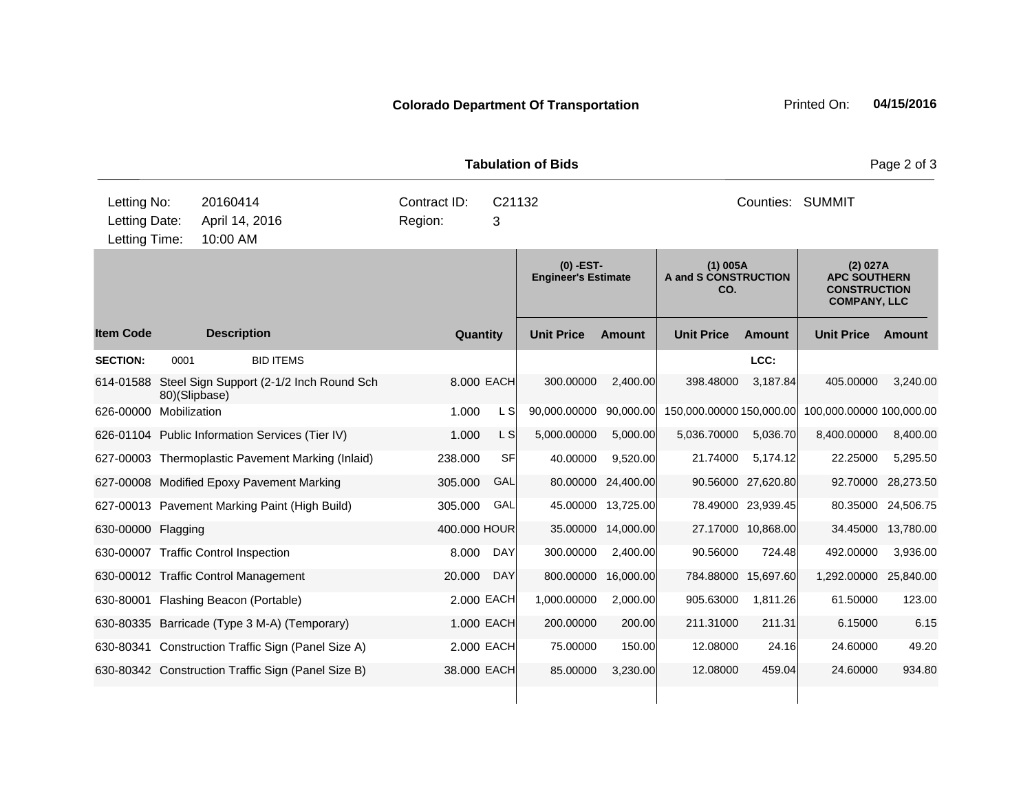**Colorado Department Of Transportation** Printed On: **04/15/2016**

**Tabulation of Bids**

| | | | |
|---|---|---|---|
| Letting No: 20160414 | Contract ID: C21132 | Counties: SUMMIT |
| Letting Date: April 14, 2016 | Region: 3 | |
| Letting Time: 10:00 AM | | |

| | | | | (0) -EST- Engineer's Estimate | | (1) 005A A and S CONSTRUCTION CO. | | (2) 027A APC SOUTHERN CONSTRUCTION COMPANY, LLC | |
|---|---|---|---|---|---|---|---|---|---|
| **Item Code** | **Description** | **Quantity** | | **Unit Price** | **Amount** | **Unit Price** | **Amount** | **Unit Price** | **Amount** |
| **SECTION:** | 0001 BID ITEMS | | | | | | **LCC:** | | |
| 614-01588 | Steel Sign Support (2-1/2 Inch Round Sch 80)(Slipbase) | 8.000 | EACH | 300.00000 | 2,400.00 | 398.48000 | 3,187.84 | 405.00000 | 3,240.00 |
| 626-00000 | Mobilization | 1.000 | L S | 90,000.00000 | 90,000.00 | 150,000.00000 | 150,000.00 | 100,000.00000 | 100,000.00 |
| 626-01104 | Public Information Services (Tier IV) | 1.000 | L S | 5,000.00000 | 5,000.00 | 5,036.70000 | 5,036.70 | 8,400.00000 | 8,400.00 |
| 627-00003 | Thermoplastic Pavement Marking (Inlaid) | 238.000 | SF | 40.00000 | 9,520.00 | 21.74000 | 5,174.12 | 22.25000 | 5,295.50 |
| 627-00008 | Modified Epoxy Pavement Marking | 305.000 | GAL | 80.00000 | 24,400.00 | 90.56000 | 27,620.80 | 92.70000 | 28,273.50 |
| 627-00013 | Pavement Marking Paint (High Build) | 305.000 | GAL | 45.00000 | 13,725.00 | 78.49000 | 23,939.45 | 80.35000 | 24,506.75 |
| 630-00000 | Flagging | 400.000 | HOUR | 35.00000 | 14,000.00 | 27.17000 | 10,868.00 | 34.45000 | 13,780.00 |
| 630-00007 | Traffic Control Inspection | 8.000 | DAY | 300.00000 | 2,400.00 | 90.56000 | 724.48 | 492.00000 | 3,936.00 |
| 630-00012 | Traffic Control Management | 20.000 | DAY | 800.00000 | 16,000.00 | 784.88000 | 15,697.60 | 1,292.00000 | 25,840.00 |
| 630-80001 | Flashing Beacon (Portable) | 2.000 | EACH | 1,000.00000 | 2,000.00 | 905.63000 | 1,811.26 | 61.50000 | 123.00 |
| 630-80335 | Barricade (Type 3 M-A) (Temporary) | 1.000 | EACH | 200.00000 | 200.00 | 211.31000 | 211.31 | 6.15000 | 6.15 |
| 630-80341 | Construction Traffic Sign (Panel Size A) | 2.000 | EACH | 75.00000 | 150.00 | 12.08000 | 24.16 | 24.60000 | 49.20 |
| 630-80342 | Construction Traffic Sign (Panel Size B) | 38.000 | EACH | 85.00000 | 3,230.00 | 12.08000 | 459.04 | 24.60000 | 934.80 |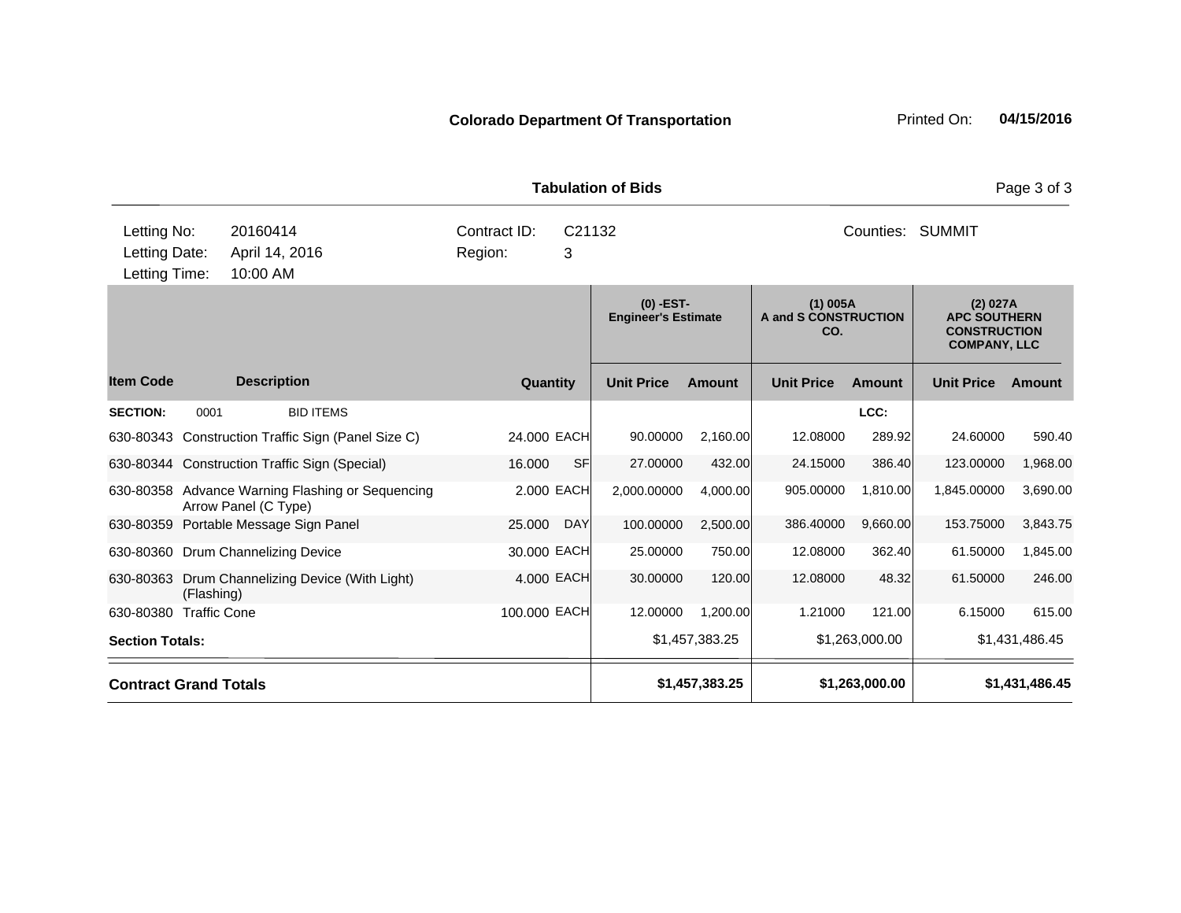**Colorado Department Of Transportation** Printed On: **04/15/2016**

**Tabulation of Bids**

| | | | | | |
|---|---|---|---|---|---|
| Letting No: | 20160414 | Contract ID: | C21132 | Counties: | SUMMIT |
| Letting Date: | April 14, 2016 | Region: | 3 | | |
| Letting Time: | 10:00 AM | | | | |

| | | | | (0) -EST- Engineer's Estimate | | (1) 005A A and S CONSTRUCTION CO. | | (2) 027A APC SOUTHERN CONSTRUCTION COMPANY, LLC | |
|---|---|---|---|---|---|---|---|---|---|
| **Item Code** | **Description** | **Quantity** | | **Unit Price** | **Amount** | **Unit Price** | **Amount** | **Unit Price** | **Amount** |
| **SECTION:** | 0001 BID ITEMS | | | | | | LCC: | | |
| 630-80343 | Construction Traffic Sign (Panel Size C) | 24.000 | EACH | 90.00000 | 2,160.00 | 12.08000 | 289.92 | 24.60000 | 590.40 |
| 630-80344 | Construction Traffic Sign (Special) | 16.000 | SF | 27.00000 | 432.00 | 24.15000 | 386.40 | 123.00000 | 1,968.00 |
| 630-80358 | Advance Warning Flashing or Sequencing Arrow Panel (C Type) | 2.000 | EACH | 2,000.00000 | 4,000.00 | 905.00000 | 1,810.00 | 1,845.00000 | 3,690.00 |
| 630-80359 | Portable Message Sign Panel | 25.000 | DAY | 100.00000 | 2,500.00 | 386.40000 | 9,660.00 | 153.75000 | 3,843.75 |
| 630-80360 | Drum Channelizing Device | 30.000 | EACH | 25.00000 | 750.00 | 12.08000 | 362.40 | 61.50000 | 1,845.00 |
| 630-80363 | Drum Channelizing Device (With Light) (Flashing) | 4.000 | EACH | 30.00000 | 120.00 | 12.08000 | 48.32 | 61.50000 | 246.00 |
| 630-80380 | Traffic Cone | 100.000 | EACH | 12.00000 | 1,200.00 | 1.21000 | 121.00 | 6.15000 | 615.00 |
| **Section Totals:** | | | | | $1,457,383.25 | | $1,263,000.00 | | $1,431,486.45 |
| **Contract Grand Totals** | | | | | **$1,457,383.25** | | **$1,263,000.00** | | **$1,431,486.45** |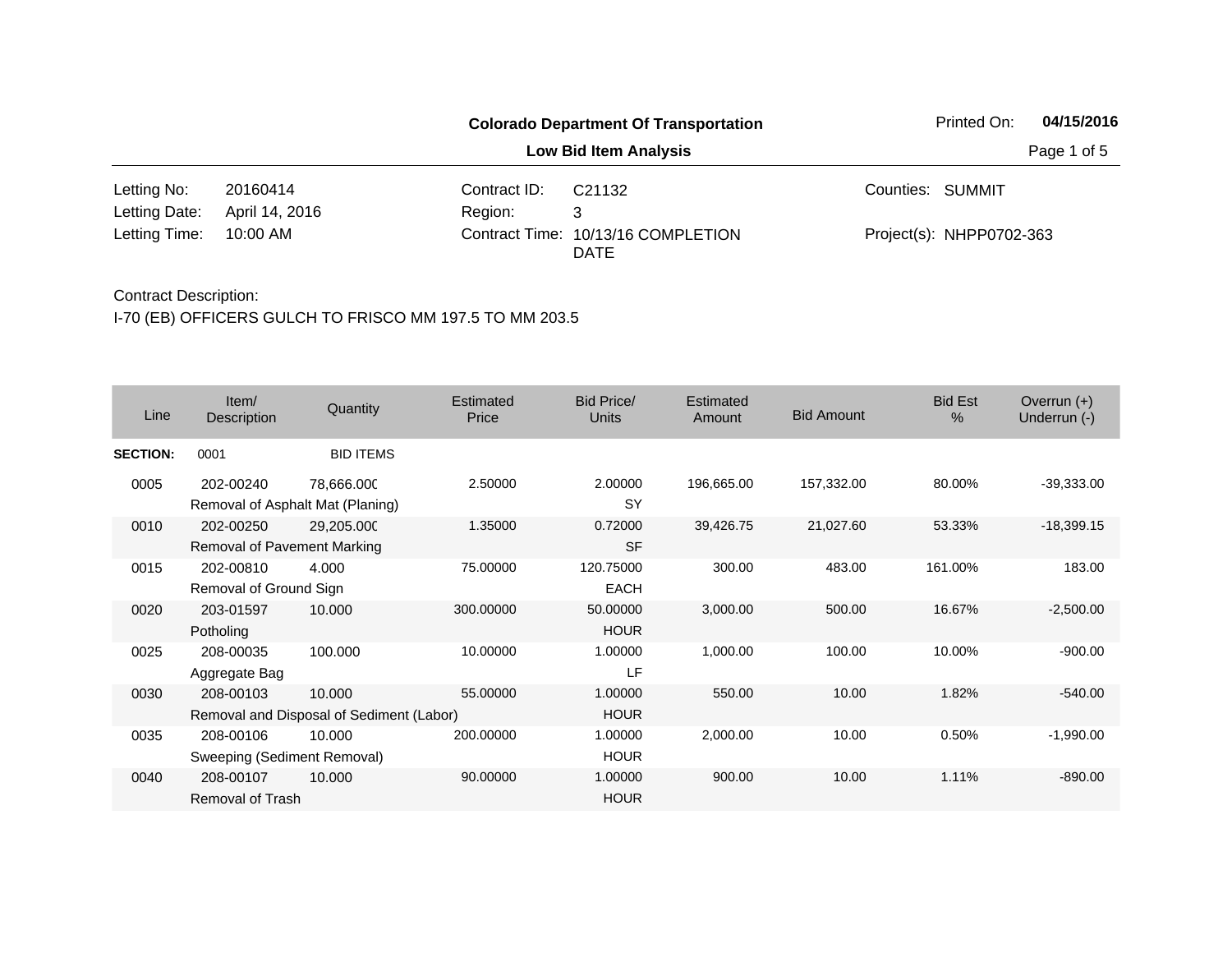**Colorado Department Of Transportation**

**Low Bid Item Analysis**

Printed On: **04/15/2016**

| | | | | | |
|---|---|---|---|---|---|
| Letting No: | 20160414 | Contract ID: | C21132 | Counties: | SUMMIT |
| Letting Date: | April 14, 2016 | Region: | 3 | | |
| Letting Time: | 10:00 AM | Contract Time: | 10/13/16 COMPLETION DATE | Project(s): | NHPP0702-363 |

Contract Description:

I-70 (EB) OFFICERS GULCH TO FRISCO MM 197.5 TO MM 203.5

| Line | Item/ Description | Quantity | Estimated Price | Bid Price/ Units | Estimated Amount | Bid Amount | Bid Est % | Overrun (+) Underrun (-) |
|---|---|---|---|---|---|---|---|---|
| **SECTION:** | 0001 | BID ITEMS | | | | | | |
| 0005 | 202-00240 Removal of Asphalt Mat (Planing) | 78,666.000 | 2.50000 | 2.00000 SY | 196,665.00 | 157,332.00 | 80.00% | -39,333.00 |
| 0010 | 202-00250 Removal of Pavement Marking | 29,205.000 | 1.35000 | 0.72000 SF | 39,426.75 | 21,027.60 | 53.33% | -18,399.15 |
| 0015 | 202-00810 Removal of Ground Sign | 4.000 | 75.00000 | 120.75000 EACH | 300.00 | 483.00 | 161.00% | 183.00 |
| 0020 | 203-01597 Potholing | 10.000 | 300.00000 | 50.00000 HOUR | 3,000.00 | 500.00 | 16.67% | -2,500.00 |
| 0025 | 208-00035 Aggregate Bag | 100.000 | 10.00000 | 1.00000 LF | 1,000.00 | 100.00 | 10.00% | -900.00 |
| 0030 | 208-00103 Removal and Disposal of Sediment (Labor) | 10.000 | 55.00000 | 1.00000 HOUR | 550.00 | 10.00 | 1.82% | -540.00 |
| 0035 | 208-00106 Sweeping (Sediment Removal) | 10.000 | 200.00000 | 1.00000 HOUR | 2,000.00 | 10.00 | 0.50% | -1,990.00 |
| 0040 | 208-00107 Removal of Trash | 10.000 | 90.00000 | 1.00000 HOUR | 900.00 | 10.00 | 1.11% | -890.00 |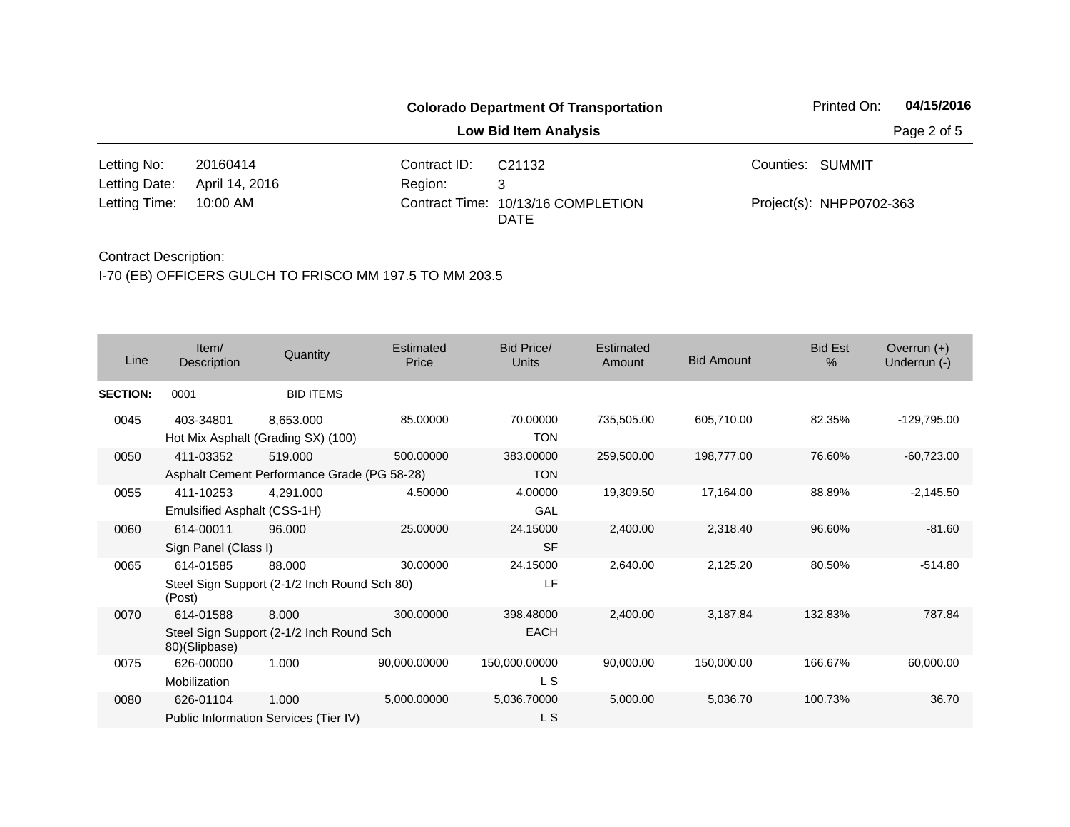**Colorado Department Of Transportation**

**Low Bid Item Analysis**

Printed On: **04/15/2016**

| | | | | | |
|---|---|---|---|---|---|
| Letting No: | 20160414 | Contract ID: | C21132 | Counties: | SUMMIT |
| Letting Date: | April 14, 2016 | Region: | 3 | | |
| Letting Time: | 10:00 AM | Contract Time: | 10/13/16 COMPLETION DATE | Project(s): | NHPP0702-363 |

Contract Description:

I-70 (EB) OFFICERS GULCH TO FRISCO MM 197.5 TO MM 203.5

| Line | Item/ Description | Quantity | Estimated Price | Bid Price/ Units | Estimated Amount | Bid Amount | Bid Est % | Overrun (+) Underrun (-) |
|---|---|---|---|---|---|---|---|---|
| **SECTION:** | 0001 | BID ITEMS | | | | | | |
| 0045 | 403-34801<br>Hot Mix Asphalt (Grading SX) (100) | 8,653.000 | 85.00000 | 70.00000<br>TON | 735,505.00 | 605,710.00 | 82.35% | -129,795.00 |
| 0050 | 411-03352<br>Asphalt Cement Performance Grade (PG 58-28) | 519.000 | 500.00000 | 383.00000<br>TON | 259,500.00 | 198,777.00 | 76.60% | -60,723.00 |
| 0055 | 411-10253<br>Emulsified Asphalt (CSS-1H) | 4,291.000 | 4.50000 | 4.00000<br>GAL | 19,309.50 | 17,164.00 | 88.89% | -2,145.50 |
| 0060 | 614-00011<br>Sign Panel (Class I) | 96.000 | 25.00000 | 24.15000<br>SF | 2,400.00 | 2,318.40 | 96.60% | -81.60 |
| 0065 | 614-01585<br>Steel Sign Support (2-1/2 Inch Round Sch 80) (Post) | 88.000 | 30.00000 | 24.15000<br>LF | 2,640.00 | 2,125.20 | 80.50% | -514.80 |
| 0070 | 614-01588<br>Steel Sign Support (2-1/2 Inch Round Sch 80)(Slipbase) | 8.000 | 300.00000 | 398.48000<br>EACH | 2,400.00 | 3,187.84 | 132.83% | 787.84 |
| 0075 | 626-00000<br>Mobilization | 1.000 | 90,000.00000 | 150,000.00000<br>L S | 90,000.00 | 150,000.00 | 166.67% | 60,000.00 |
| 0080 | 626-01104<br>Public Information Services (Tier IV) | 1.000 | 5,000.00000 | 5,036.70000<br>L S | 5,000.00 | 5,036.70 | 100.73% | 36.70 |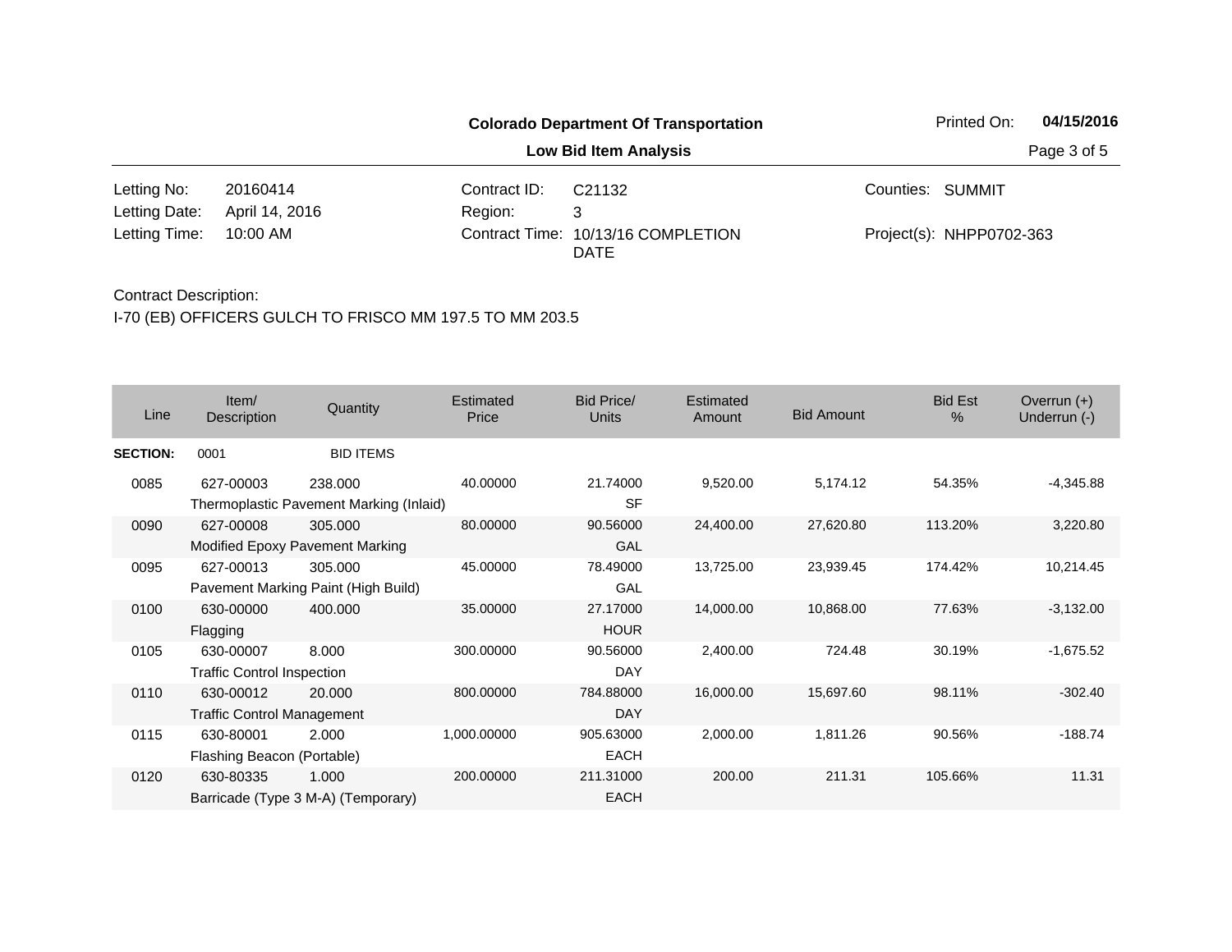**Colorado Department Of Transportation**

**Low Bid Item Analysis**

Printed On: **04/15/2016**

| | | | | | |
|---|---|---|---|---|---|
| Letting No: | 20160414 | Contract ID: | C21132 | Counties: | SUMMIT |
| Letting Date: | April 14, 2016 | Region: | 3 | | |
| Letting Time: | 10:00 AM | Contract Time: | 10/13/16 COMPLETION DATE | Project(s): | NHPP0702-363 |

Contract Description:

I-70 (EB) OFFICERS GULCH TO FRISCO MM 197.5 TO MM 203.5

| Line | Item/ Description | Quantity | Estimated Price | Bid Price/ Units | Estimated Amount | Bid Amount | Bid Est % | Overrun (+) Underrun (-) |
|---|---|---|---|---|---|---|---|---|
| **SECTION:** | 0001 | BID ITEMS | | | | | | |
| 0085 | 627-00003 Thermoplastic Pavement Marking (Inlaid) | 238.000 | 40.00000 | 21.74000 SF | 9,520.00 | 5,174.12 | 54.35% | -4,345.88 |
| 0090 | 627-00008 Modified Epoxy Pavement Marking | 305.000 | 80.00000 | 90.56000 GAL | 24,400.00 | 27,620.80 | 113.20% | 3,220.80 |
| 0095 | 627-00013 Pavement Marking Paint (High Build) | 305.000 | 45.00000 | 78.49000 GAL | 13,725.00 | 23,939.45 | 174.42% | 10,214.45 |
| 0100 | 630-00000 Flagging | 400.000 | 35.00000 | 27.17000 HOUR | 14,000.00 | 10,868.00 | 77.63% | -3,132.00 |
| 0105 | 630-00007 Traffic Control Inspection | 8.000 | 300.00000 | 90.56000 DAY | 2,400.00 | 724.48 | 30.19% | -1,675.52 |
| 0110 | 630-00012 Traffic Control Management | 20.000 | 800.00000 | 784.88000 DAY | 16,000.00 | 15,697.60 | 98.11% | -302.40 |
| 0115 | 630-80001 Flashing Beacon (Portable) | 2.000 | 1,000.00000 | 905.63000 EACH | 2,000.00 | 1,811.26 | 90.56% | -188.74 |
| 0120 | 630-80335 Barricade (Type 3 M-A) (Temporary) | 1.000 | 200.00000 | 211.31000 EACH | 200.00 | 211.31 | 105.66% | 11.31 |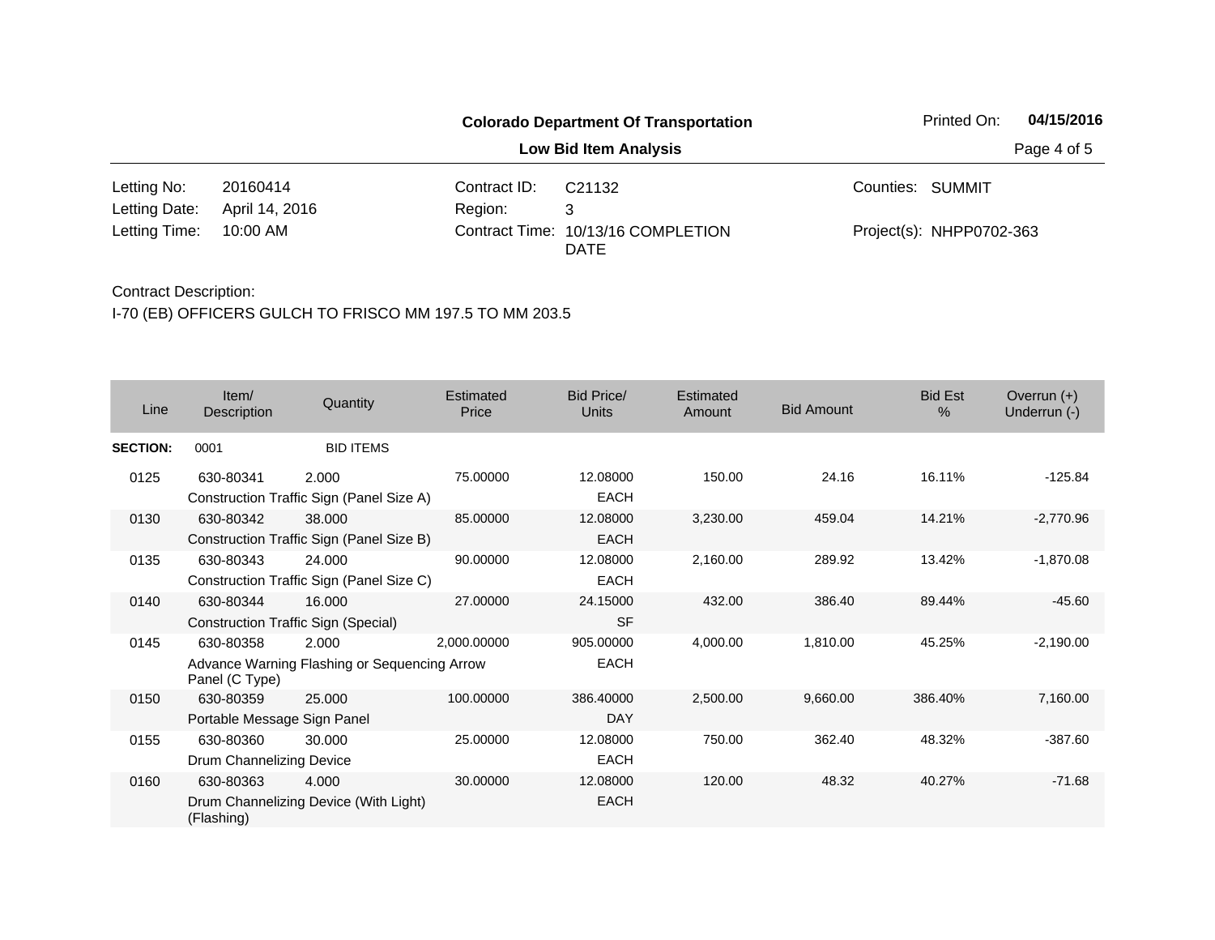**Colorado Department Of Transportation**

Printed On: **04/15/2016**

**Low Bid Item Analysis**

| | | | | | |
|---|---|---|---|---|---|
| Letting No: | 20160414 | Contract ID: | C21132 | Counties: | SUMMIT |
| Letting Date: | April 14, 2016 | Region: | 3 | | |
| Letting Time: | 10:00 AM | Contract Time: | 10/13/16 COMPLETION DATE | Project(s): | NHPP0702-363 |

Contract Description:

I-70 (EB) OFFICERS GULCH TO FRISCO MM 197.5 TO MM 203.5

| Line | Item/ Description | Quantity | Estimated Price | Bid Price/ Units | Estimated Amount | Bid Amount | Bid Est % | Overrun (+) Underrun (-) |
|---|---|---|---|---|---|---|---|---|
| **SECTION:** | 0001 | BID ITEMS | | | | | | |
| 0125 | 630-80341<br>Construction Traffic Sign (Panel Size A) | 2.000 | 75.00000 | 12.08000<br>EACH | 150.00 | 24.16 | 16.11% | -125.84 |
| 0130 | 630-80342<br>Construction Traffic Sign (Panel Size B) | 38.000 | 85.00000 | 12.08000<br>EACH | 3,230.00 | 459.04 | 14.21% | -2,770.96 |
| 0135 | 630-80343<br>Construction Traffic Sign (Panel Size C) | 24.000 | 90.00000 | 12.08000<br>EACH | 2,160.00 | 289.92 | 13.42% | -1,870.08 |
| 0140 | 630-80344<br>Construction Traffic Sign (Special) | 16.000 | 27.00000 | 24.15000<br>SF | 432.00 | 386.40 | 89.44% | -45.60 |
| 0145 | 630-80358<br>Advance Warning Flashing or Sequencing Arrow Panel (C Type) | 2.000 | 2,000.00000 | 905.00000<br>EACH | 4,000.00 | 1,810.00 | 45.25% | -2,190.00 |
| 0150 | 630-80359<br>Portable Message Sign Panel | 25.000 | 100.00000 | 386.40000<br>DAY | 2,500.00 | 9,660.00 | 386.40% | 7,160.00 |
| 0155 | 630-80360<br>Drum Channelizing Device | 30.000 | 25.00000 | 12.08000<br>EACH | 750.00 | 362.40 | 48.32% | -387.60 |
| 0160 | 630-80363<br>Drum Channelizing Device (With Light) (Flashing) | 4.000 | 30.00000 | 12.08000<br>EACH | 120.00 | 48.32 | 40.27% | -71.68 |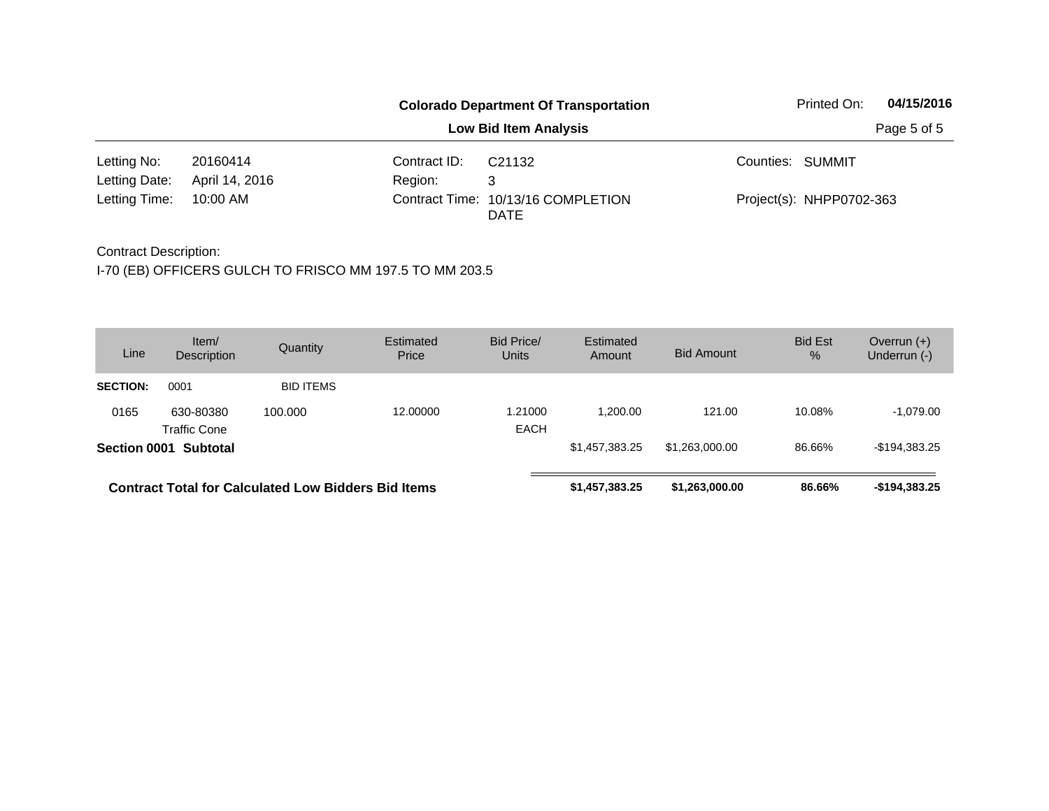**Colorado Department Of Transportation**

Printed On: **04/15/2016**

**Low Bid Item Analysis**

| | | | | | |
|---|---|---|---|---|---|
| Letting No: | 20160414 | Contract ID: | C21132 | Counties: | SUMMIT |
| Letting Date: | April 14, 2016 | Region: | 3 | | |
| Letting Time: | 10:00 AM | Contract Time: | 10/13/16 COMPLETION DATE | Project(s): | NHPP0702-363 |

Contract Description:

I-70 (EB) OFFICERS GULCH TO FRISCO MM 197.5 TO MM 203.5

| Line | Item/ Description | Quantity | Estimated Price | Bid Price/ Units | Estimated Amount | Bid Amount | Bid Est % | Overrun (+) Underrun (-) |
|---|---|---|---|---|---|---|---|---|
| **SECTION:** | 0001 | BID ITEMS | | | | | | |
| 0165 | 630-80380 Traffic Cone | 100.000 | 12.00000 | 1.21000 EACH | 1,200.00 | 121.00 | 10.08% | -1,079.00 |
| **Section 0001 Subtotal** | | | | | $1,457,383.25 | $1,263,000.00 | 86.66% | -$194,383.25 |
| **Contract Total for Calculated Low Bidders Bid Items** | | | | | **$1,457,383.25** | **$1,263,000.00** | **86.66%** | **-$194,383.25** |